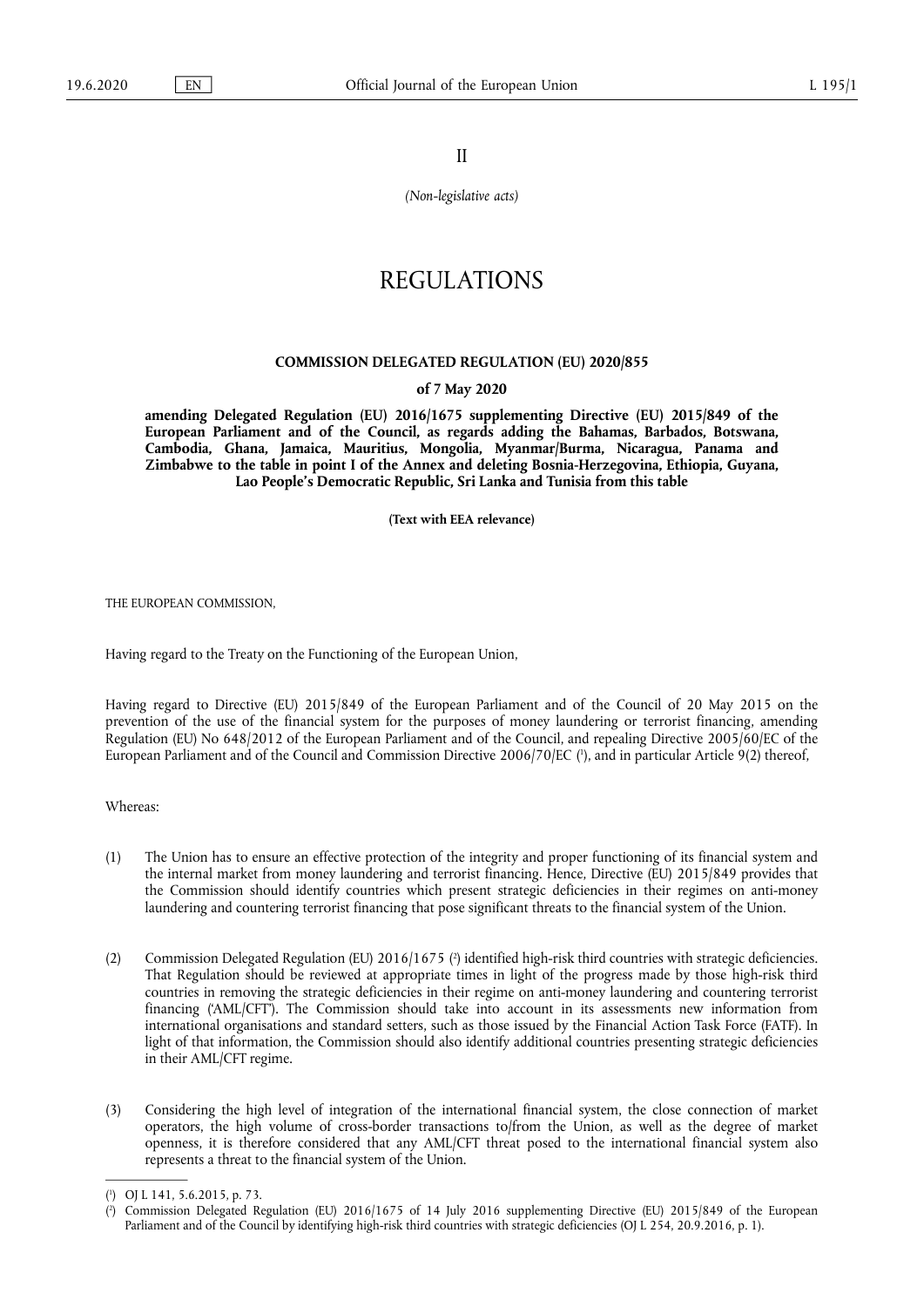II

*(Non-legislative acts)*

# REGULATIONS

## COMMISSION DELEGATED REGULATION (EU) 2020/855

### of 7 May 2020

### amending Delegated Regulation (EU) 2016/1675 supplementing Directive (EU) 2015/849 of the European Parliament and of the Council, as regards adding the Bahamas, Barbados, Botswana, Cambodia, Ghana, Jamaica, Mauritius, Mongolia, Myanmar/Burma, Nicaragua, Panama and Zimbabwe to the table in point I of the Annex and deleting Bosnia-Herzegovina, Ethiopia, Guyana, Lao People's Democratic Republic, Sri Lanka and Tunisia from this table

**(Text with EEA relevance)**

THE EUROPEAN COMMISSION,

Having regard to the Treaty on the Functioning of the European Union,

Having regard to Directive (EU) 2015/849 of the European Parliament and of the Council of 20 May 2015 on the prevention of the use of the financial system for the purposes of money laundering or terrorist financing, amending Regulation (EU) No 648/2012 of the European Parliament and of the Council, and repealing Directive 2005/60/EC of the European Parliament and of the Council and Commission Directive 2006/70/EC [1], and in particular Article 9(2) thereof,

Whereas:

(1) The Union has to ensure an effective protection of the integrity and proper functioning of its financial system and the internal market from money laundering and terrorist financing. Hence, Directive (EU) 2015/849 provides that the Commission should identify countries which present strategic deficiencies in their regimes on anti-money laundering and countering terrorist financing that pose significant threats to the financial system of the Union.

(2) Commission Delegated Regulation (EU) 2016/1675 [2] identified high-risk third countries with strategic deficiencies. That Regulation should be reviewed at appropriate times in light of the progress made by those high-risk third countries in removing the strategic deficiencies in their regime on anti-money laundering and countering terrorist financing ('AML/CFT'). The Commission should take into account in its assessments new information from international organisations and standard setters, such as those issued by the Financial Action Task Force (FATF). In light of that information, the Commission should also identify additional countries presenting strategic deficiencies in their AML/CFT regime.

(3) Considering the high level of integration of the international financial system, the close connection of market operators, the high volume of cross-border transactions to/from the Union, as well as the degree of market openness, it is therefore considered that any AML/CFT threat posed to the international financial system also represents a threat to the financial system of the Union.

---

[1] OJ L 141, 5.6.2015, p. 73.

[2] Commission Delegated Regulation (EU) 2016/1675 of 14 July 2016 supplementing Directive (EU) 2015/849 of the European Parliament and of the Council by identifying high-risk third countries with strategic deficiencies (OJ L 254, 20.9.2016, p. 1).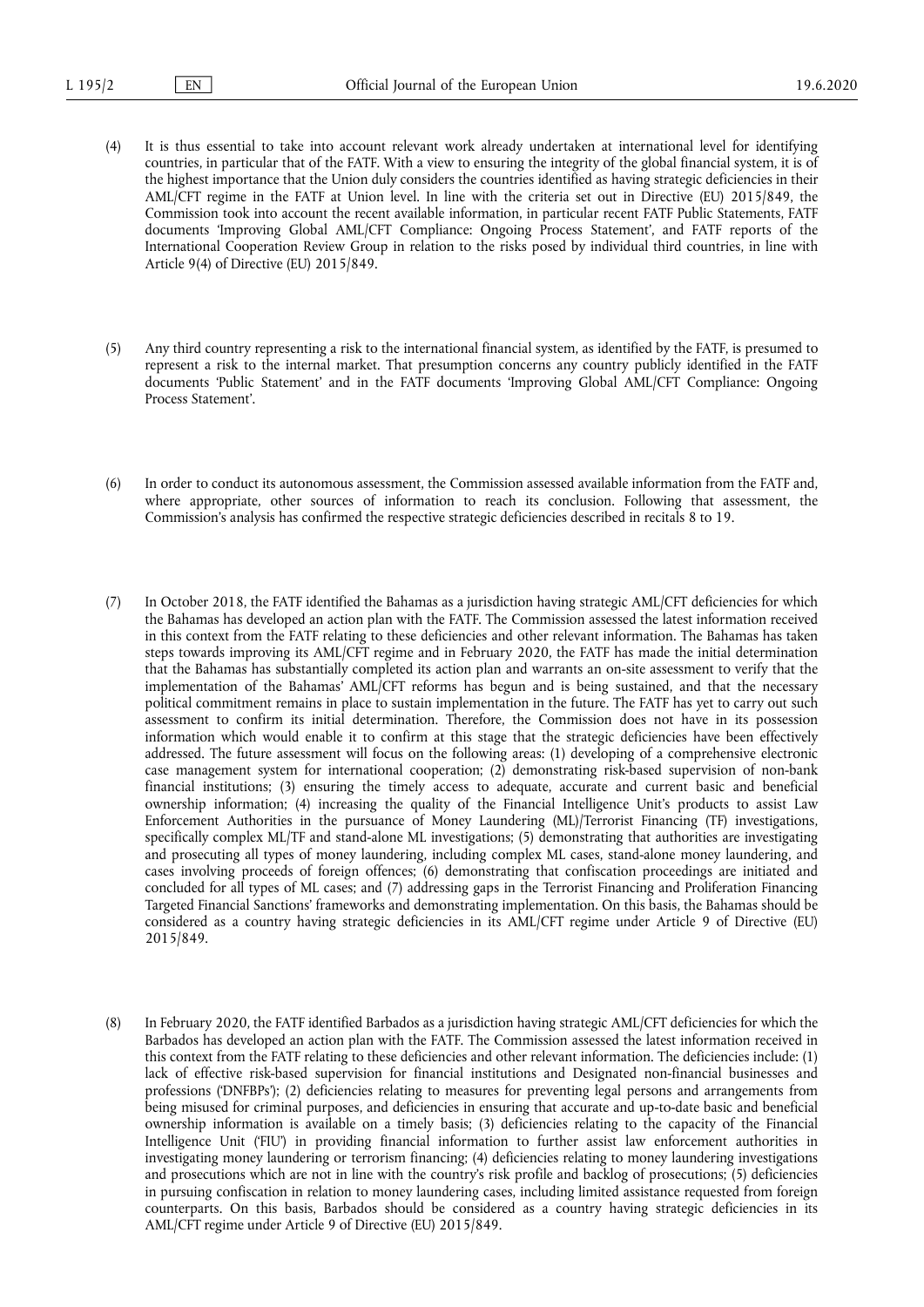(4) It is thus essential to take into account relevant work already undertaken at international level for identifying countries, in particular that of the FATF. With a view to ensuring the integrity of the global financial system, it is of the highest importance that the Union duly considers the countries identified as having strategic deficiencies in their AML/CFT regime in the FATF at Union level. In line with the criteria set out in Directive (EU) 2015/849, the Commission took into account the recent available information, in particular recent FATF Public Statements, FATF documents 'Improving Global AML/CFT Compliance: Ongoing Process Statement', and FATF reports of the International Cooperation Review Group in relation to the risks posed by individual third countries, in line with Article 9(4) of Directive (EU) 2015/849.

(5) Any third country representing a risk to the international financial system, as identified by the FATF, is presumed to represent a risk to the internal market. That presumption concerns any country publicly identified in the FATF documents 'Public Statement' and in the FATF documents 'Improving Global AML/CFT Compliance: Ongoing Process Statement'.

(6) In order to conduct its autonomous assessment, the Commission assessed available information from the FATF and, where appropriate, other sources of information to reach its conclusion. Following that assessment, the Commission's analysis has confirmed the respective strategic deficiencies described in recitals 8 to 19.

(7) In October 2018, the FATF identified the Bahamas as a jurisdiction having strategic AML/CFT deficiencies for which the Bahamas has developed an action plan with the FATF. The Commission assessed the latest information received in this context from the FATF relating to these deficiencies and other relevant information. The Bahamas has taken steps towards improving its AML/CFT regime and in February 2020, the FATF has made the initial determination that the Bahamas has substantially completed its action plan and warrants an on-site assessment to verify that the implementation of the Bahamas' AML/CFT reforms has begun and is being sustained, and that the necessary political commitment remains in place to sustain implementation in the future. The FATF has yet to carry out such assessment to confirm its initial determination. Therefore, the Commission does not have in its possession information which would enable it to confirm at this stage that the strategic deficiencies have been effectively addressed. The future assessment will focus on the following areas: (1) developing of a comprehensive electronic case management system for international cooperation; (2) demonstrating risk-based supervision of non-bank financial institutions; (3) ensuring the timely access to adequate, accurate and current basic and beneficial ownership information; (4) increasing the quality of the Financial Intelligence Unit's products to assist Law Enforcement Authorities in the pursuance of Money Laundering (ML)/Terrorist Financing (TF) investigations, specifically complex ML/TF and stand-alone ML investigations; (5) demonstrating that authorities are investigating and prosecuting all types of money laundering, including complex ML cases, stand-alone money laundering, and cases involving proceeds of foreign offences; (6) demonstrating that confiscation proceedings are initiated and concluded for all types of ML cases; and (7) addressing gaps in the Terrorist Financing and Proliferation Financing Targeted Financial Sanctions' frameworks and demonstrating implementation. On this basis, the Bahamas should be considered as a country having strategic deficiencies in its AML/CFT regime under Article 9 of Directive (EU) 2015/849.

(8) In February 2020, the FATF identified Barbados as a jurisdiction having strategic AML/CFT deficiencies for which the Barbados has developed an action plan with the FATF. The Commission assessed the latest information received in this context from the FATF relating to these deficiencies and other relevant information. The deficiencies include: (1) lack of effective risk-based supervision for financial institutions and Designated non-financial businesses and professions ('DNFBPs'); (2) deficiencies relating to measures for preventing legal persons and arrangements from being misused for criminal purposes, and deficiencies in ensuring that accurate and up-to-date basic and beneficial ownership information is available on a timely basis; (3) deficiencies relating to the capacity of the Financial Intelligence Unit ('FIU') in providing financial information to further assist law enforcement authorities in investigating money laundering or terrorism financing; (4) deficiencies relating to money laundering investigations and prosecutions which are not in line with the country's risk profile and backlog of prosecutions; (5) deficiencies in pursuing confiscation in relation to money laundering cases, including limited assistance requested from foreign counterparts. On this basis, Barbados should be considered as a country having strategic deficiencies in its AML/CFT regime under Article 9 of Directive (EU) 2015/849.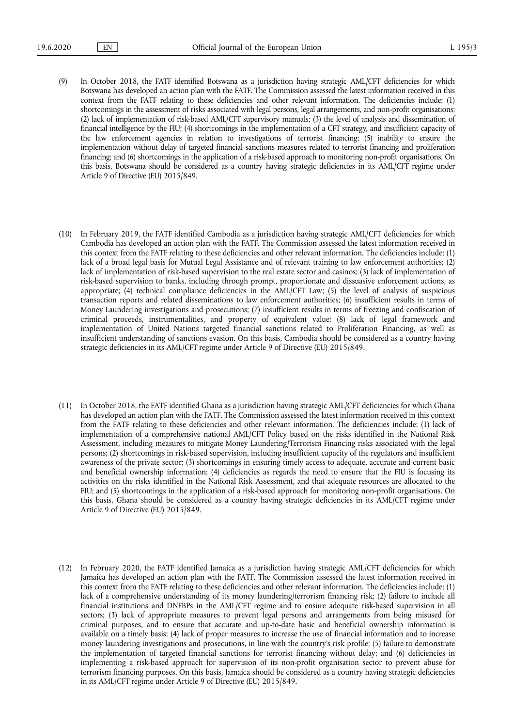(9) In October 2018, the FATF identified Botswana as a jurisdiction having strategic AML/CFT deficiencies for which Botswana has developed an action plan with the FATF. The Commission assessed the latest information received in this context from the FATF relating to these deficiencies and other relevant information. The deficiencies include: (1) shortcomings in the assessment of risks associated with legal persons, legal arrangements, and non-profit organisations; (2) lack of implementation of risk-based AML/CFT supervisory manuals; (3) the level of analysis and dissemination of financial intelligence by the FIU; (4) shortcomings in the implementation of a CFT strategy, and insufficient capacity of the law enforcement agencies in relation to investigations of terrorist financing; (5) inability to ensure the implementation without delay of targeted financial sanctions measures related to terrorist financing and proliferation financing; and (6) shortcomings in the application of a risk-based approach to monitoring non-profit organisations. On this basis, Botswana should be considered as a country having strategic deficiencies in its AML/CFT regime under Article 9 of Directive (EU) 2015/849.

(10) In February 2019, the FATF identified Cambodia as a jurisdiction having strategic AML/CFT deficiencies for which Cambodia has developed an action plan with the FATF. The Commission assessed the latest information received in this context from the FATF relating to these deficiencies and other relevant information. The deficiencies include: (1) lack of a broad legal basis for Mutual Legal Assistance and of relevant training to law enforcement authorities; (2) lack of implementation of risk-based supervision to the real estate sector and casinos; (3) lack of implementation of risk-based supervision to banks, including through prompt, proportionate and dissuasive enforcement actions, as appropriate; (4) technical compliance deficiencies in the AML/CFT Law; (5) the level of analysis of suspicious transaction reports and related disseminations to law enforcement authorities; (6) insufficient results in terms of Money Laundering investigations and prosecutions; (7) insufficient results in terms of freezing and confiscation of criminal proceeds, instrumentalities, and property of equivalent value; (8) lack of legal framework and implementation of United Nations targeted financial sanctions related to Proliferation Financing, as well as insufficient understanding of sanctions evasion. On this basis, Cambodia should be considered as a country having strategic deficiencies in its AML/CFT regime under Article 9 of Directive (EU) 2015/849.

(11) In October 2018, the FATF identified Ghana as a jurisdiction having strategic AML/CFT deficiencies for which Ghana has developed an action plan with the FATF. The Commission assessed the latest information received in this context from the FATF relating to these deficiencies and other relevant information. The deficiencies include: (1) lack of implementation of a comprehensive national AML/CFT Policy based on the risks identified in the National Risk Assessment, including measures to mitigate Money Laundering/Terrorism Financing risks associated with the legal persons; (2) shortcomings in risk-based supervision, including insufficient capacity of the regulators and insufficient awareness of the private sector; (3) shortcomings in ensuring timely access to adequate, accurate and current basic and beneficial ownership information; (4) deficiencies as regards the need to ensure that the FIU is focusing its activities on the risks identified in the National Risk Assessment, and that adequate resources are allocated to the FIU; and (5) shortcomings in the application of a risk-based approach for monitoring non-profit organisations. On this basis, Ghana should be considered as a country having strategic deficiencies in its AML/CFT regime under Article 9 of Directive (EU) 2015/849.

(12) In February 2020, the FATF identified Jamaica as a jurisdiction having strategic AML/CFT deficiencies for which Jamaica has developed an action plan with the FATF. The Commission assessed the latest information received in this context from the FATF relating to these deficiencies and other relevant information. The deficiencies include: (1) lack of a comprehensive understanding of its money laundering/terrorism financing risk; (2) failure to include all financial institutions and DNFBPs in the AML/CFT regime and to ensure adequate risk-based supervision in all sectors; (3) lack of appropriate measures to prevent legal persons and arrangements from being misused for criminal purposes, and to ensure that accurate and up-to-date basic and beneficial ownership information is available on a timely basis; (4) lack of proper measures to increase the use of financial information and to increase money laundering investigations and prosecutions, in line with the country's risk profile; (5) failure to demonstrate the implementation of targeted financial sanctions for terrorist financing without delay; and (6) deficiencies in implementing a risk-based approach for supervision of its non-profit organisation sector to prevent abuse for terrorism financing purposes. On this basis, Jamaica should be considered as a country having strategic deficiencies in its AML/CFT regime under Article 9 of Directive (EU) 2015/849.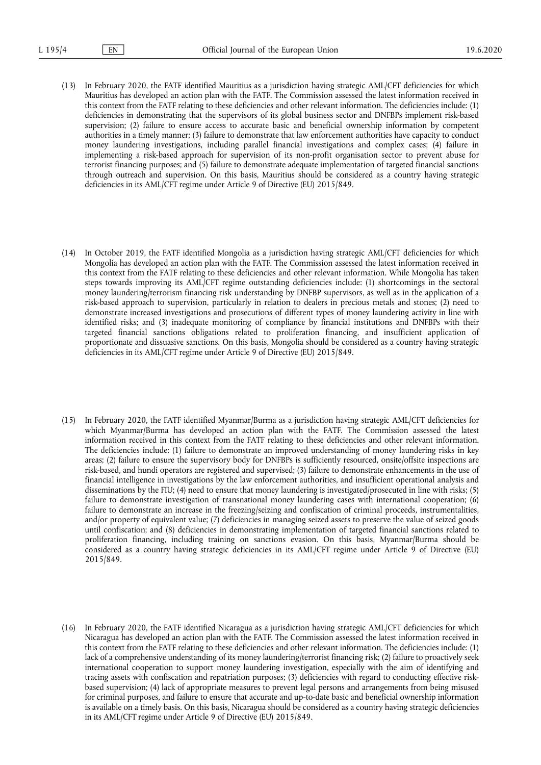(13) In February 2020, the FATF identified Mauritius as a jurisdiction having strategic AML/CFT deficiencies for which Mauritius has developed an action plan with the FATF. The Commission assessed the latest information received in this context from the FATF relating to these deficiencies and other relevant information. The deficiencies include: (1) deficiencies in demonstrating that the supervisors of its global business sector and DNFBPs implement risk-based supervision; (2) failure to ensure access to accurate basic and beneficial ownership information by competent authorities in a timely manner; (3) failure to demonstrate that law enforcement authorities have capacity to conduct money laundering investigations, including parallel financial investigations and complex cases; (4) failure in implementing a risk-based approach for supervision of its non-profit organisation sector to prevent abuse for terrorist financing purposes; and (5) failure to demonstrate adequate implementation of targeted financial sanctions through outreach and supervision. On this basis, Mauritius should be considered as a country having strategic deficiencies in its AML/CFT regime under Article 9 of Directive (EU) 2015/849.

(14) In October 2019, the FATF identified Mongolia as a jurisdiction having strategic AML/CFT deficiencies for which Mongolia has developed an action plan with the FATF. The Commission assessed the latest information received in this context from the FATF relating to these deficiencies and other relevant information. While Mongolia has taken steps towards improving its AML/CFT regime outstanding deficiencies include: (1) shortcomings in the sectoral money laundering/terrorism financing risk understanding by DNFBP supervisors, as well as in the application of a risk-based approach to supervision, particularly in relation to dealers in precious metals and stones; (2) need to demonstrate increased investigations and prosecutions of different types of money laundering activity in line with identified risks; and (3) inadequate monitoring of compliance by financial institutions and DNFBPs with their targeted financial sanctions obligations related to proliferation financing, and insufficient application of proportionate and dissuasive sanctions. On this basis, Mongolia should be considered as a country having strategic deficiencies in its AML/CFT regime under Article 9 of Directive (EU) 2015/849.

(15) In February 2020, the FATF identified Myanmar/Burma as a jurisdiction having strategic AML/CFT deficiencies for which Myanmar/Burma has developed an action plan with the FATF. The Commission assessed the latest information received in this context from the FATF relating to these deficiencies and other relevant information. The deficiencies include: (1) failure to demonstrate an improved understanding of money laundering risks in key areas; (2) failure to ensure the supervisory body for DNFBPs is sufficiently resourced, onsite/offsite inspections are risk-based, and hundi operators are registered and supervised; (3) failure to demonstrate enhancements in the use of financial intelligence in investigations by the law enforcement authorities, and insufficient operational analysis and disseminations by the FIU; (4) need to ensure that money laundering is investigated/prosecuted in line with risks; (5) failure to demonstrate investigation of transnational money laundering cases with international cooperation; (6) failure to demonstrate an increase in the freezing/seizing and confiscation of criminal proceeds, instrumentalities, and/or property of equivalent value; (7) deficiencies in managing seized assets to preserve the value of seized goods until confiscation; and (8) deficiencies in demonstrating implementation of targeted financial sanctions related to proliferation financing, including training on sanctions evasion. On this basis, Myanmar/Burma should be considered as a country having strategic deficiencies in its AML/CFT regime under Article 9 of Directive (EU) 2015/849.

(16) In February 2020, the FATF identified Nicaragua as a jurisdiction having strategic AML/CFT deficiencies for which Nicaragua has developed an action plan with the FATF. The Commission assessed the latest information received in this context from the FATF relating to these deficiencies and other relevant information. The deficiencies include: (1) lack of a comprehensive understanding of its money laundering/terrorist financing risk; (2) failure to proactively seek international cooperation to support money laundering investigation, especially with the aim of identifying and tracing assets with confiscation and repatriation purposes; (3) deficiencies with regard to conducting effective risk-based supervision; (4) lack of appropriate measures to prevent legal persons and arrangements from being misused for criminal purposes, and failure to ensure that accurate and up-to-date basic and beneficial ownership information is available on a timely basis. On this basis, Nicaragua should be considered as a country having strategic deficiencies in its AML/CFT regime under Article 9 of Directive (EU) 2015/849.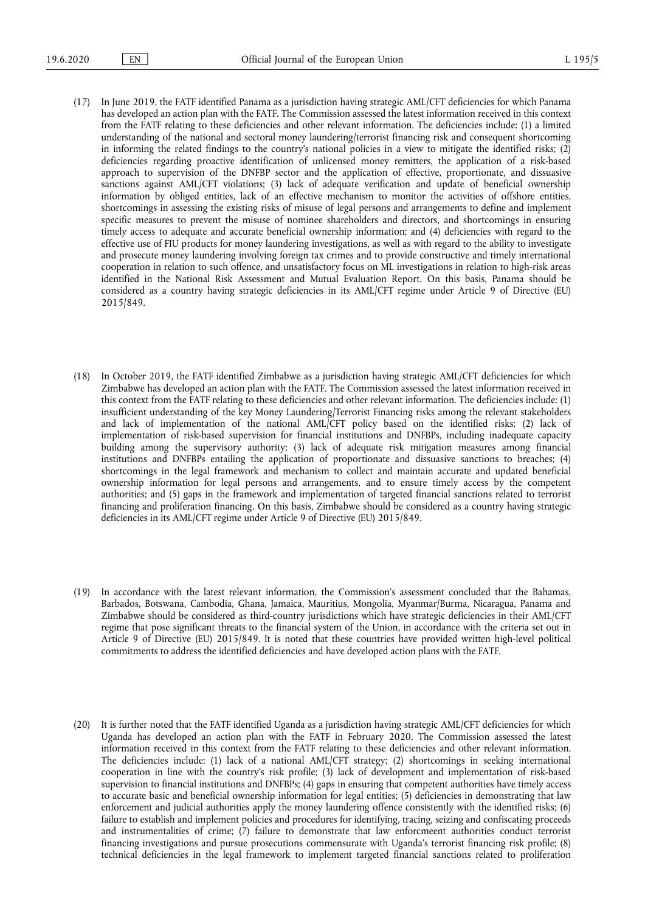(17) In June 2019, the FATF identified Panama as a jurisdiction having strategic AML/CFT deficiencies for which Panama has developed an action plan with the FATF. The Commission assessed the latest information received in this context from the FATF relating to these deficiencies and other relevant information. The deficiencies include: (1) a limited understanding of the national and sectoral money laundering/terrorist financing risk and consequent shortcoming in informing the related findings to the country's national policies in a view to mitigate the identified risks; (2) deficiencies regarding proactive identification of unlicensed money remitters, the application of a risk-based approach to supervision of the DNFBP sector and the application of effective, proportionate, and dissuasive sanctions against AML/CFT violations; (3) lack of adequate verification and update of beneficial ownership information by obliged entities, lack of an effective mechanism to monitor the activities of offshore entities, shortcomings in assessing the existing risks of misuse of legal persons and arrangements to define and implement specific measures to prevent the misuse of nominee shareholders and directors, and shortcomings in ensuring timely access to adequate and accurate beneficial ownership information; and (4) deficiencies with regard to the effective use of FIU products for money laundering investigations, as well as with regard to the ability to investigate and prosecute money laundering involving foreign tax crimes and to provide constructive and timely international cooperation in relation to such offence, and unsatisfactory focus on ML investigations in relation to high-risk areas identified in the National Risk Assessment and Mutual Evaluation Report. On this basis, Panama should be considered as a country having strategic deficiencies in its AML/CFT regime under Article 9 of Directive (EU) 2015/849.

(18) In October 2019, the FATF identified Zimbabwe as a jurisdiction having strategic AML/CFT deficiencies for which Zimbabwe has developed an action plan with the FATF. The Commission assessed the latest information received in this context from the FATF relating to these deficiencies and other relevant information. The deficiencies include: (1) insufficient understanding of the key Money Laundering/Terrorist Financing risks among the relevant stakeholders and lack of implementation of the national AML/CFT policy based on the identified risks; (2) lack of implementation of risk-based supervision for financial institutions and DNFBPs, including inadequate capacity building among the supervisory authority; (3) lack of adequate risk mitigation measures among financial institutions and DNFBPs entailing the application of proportionate and dissuasive sanctions to breaches; (4) shortcomings in the legal framework and mechanism to collect and maintain accurate and updated beneficial ownership information for legal persons and arrangements, and to ensure timely access by the competent authorities; and (5) gaps in the framework and implementation of targeted financial sanctions related to terrorist financing and proliferation financing. On this basis, Zimbabwe should be considered as a country having strategic deficiencies in its AML/CFT regime under Article 9 of Directive (EU) 2015/849.

(19) In accordance with the latest relevant information, the Commission's assessment concluded that the Bahamas, Barbados, Botswana, Cambodia, Ghana, Jamaica, Mauritius, Mongolia, Myanmar/Burma, Nicaragua, Panama and Zimbabwe should be considered as third-country jurisdictions which have strategic deficiencies in their AML/CFT regime that pose significant threats to the financial system of the Union, in accordance with the criteria set out in Article 9 of Directive (EU) 2015/849. It is noted that these countries have provided written high-level political commitments to address the identified deficiencies and have developed action plans with the FATF.

(20) It is further noted that the FATF identified Uganda as a jurisdiction having strategic AML/CFT deficiencies for which Uganda has developed an action plan with the FATF in February 2020. The Commission assessed the latest information received in this context from the FATF relating to these deficiencies and other relevant information. The deficiencies include: (1) lack of a national AML/CFT strategy; (2) shortcomings in seeking international cooperation in line with the country's risk profile; (3) lack of development and implementation of risk-based supervision to financial institutions and DNFBPs; (4) gaps in ensuring that competent authorities have timely access to accurate basic and beneficial ownership information for legal entities; (5) deficiencies in demonstrating that law enforcement and judicial authorities apply the money laundering offence consistently with the identified risks; (6) failure to establish and implement policies and procedures for identifying, tracing, seizing and confiscating proceeds and instrumentalities of crime; (7) failure to demonstrate that law enforcmeent authorities conduct terrorist financing investigations and pursue prosecutions commensurate with Uganda's terrorist financing risk profile; (8) technical deficiencies in the legal framework to implement targeted financial sanctions related to proliferation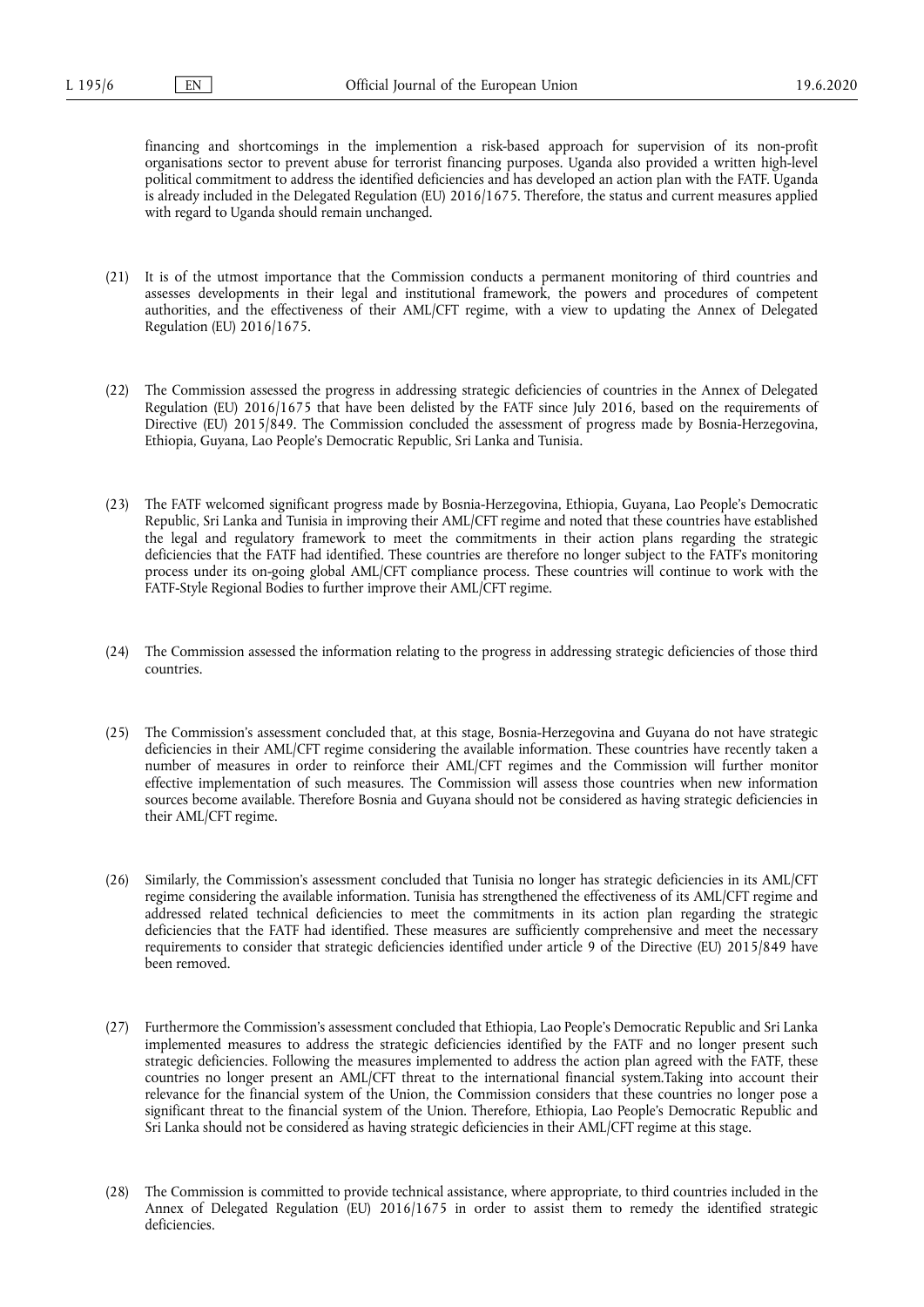financing and shortcomings in the implemention a risk-based approach for supervision of its non-profit organisations sector to prevent abuse for terrorist financing purposes. Uganda also provided a written high-level political commitment to address the identified deficiencies and has developed an action plan with the FATF. Uganda is already included in the Delegated Regulation (EU) 2016/1675. Therefore, the status and current measures applied with regard to Uganda should remain unchanged.

(21) It is of the utmost importance that the Commission conducts a permanent monitoring of third countries and assesses developments in their legal and institutional framework, the powers and procedures of competent authorities, and the effectiveness of their AML/CFT regime, with a view to updating the Annex of Delegated Regulation (EU) 2016/1675.

(22) The Commission assessed the progress in addressing strategic deficiencies of countries in the Annex of Delegated Regulation (EU) 2016/1675 that have been delisted by the FATF since July 2016, based on the requirements of Directive (EU) 2015/849. The Commission concluded the assessment of progress made by Bosnia-Herzegovina, Ethiopia, Guyana, Lao People's Democratic Republic, Sri Lanka and Tunisia.

(23) The FATF welcomed significant progress made by Bosnia-Herzegovina, Ethiopia, Guyana, Lao People's Democratic Republic, Sri Lanka and Tunisia in improving their AML/CFT regime and noted that these countries have established the legal and regulatory framework to meet the commitments in their action plans regarding the strategic deficiencies that the FATF had identified. These countries are therefore no longer subject to the FATF's monitoring process under its on-going global AML/CFT compliance process. These countries will continue to work with the FATF-Style Regional Bodies to further improve their AML/CFT regime.

(24) The Commission assessed the information relating to the progress in addressing strategic deficiencies of those third countries.

(25) The Commission's assessment concluded that, at this stage, Bosnia-Herzegovina and Guyana do not have strategic deficiencies in their AML/CFT regime considering the available information. These countries have recently taken a number of measures in order to reinforce their AML/CFT regimes and the Commission will further monitor effective implementation of such measures. The Commission will assess those countries when new information sources become available. Therefore Bosnia and Guyana should not be considered as having strategic deficiencies in their AML/CFT regime.

(26) Similarly, the Commission's assessment concluded that Tunisia no longer has strategic deficiencies in its AML/CFT regime considering the available information. Tunisia has strengthened the effectiveness of its AML/CFT regime and addressed related technical deficiencies to meet the commitments in its action plan regarding the strategic deficiencies that the FATF had identified. These measures are sufficiently comprehensive and meet the necessary requirements to consider that strategic deficiencies identified under article 9 of the Directive (EU) 2015/849 have been removed.

(27) Furthermore the Commission's assessment concluded that Ethiopia, Lao People's Democratic Republic and Sri Lanka implemented measures to address the strategic deficiencies identified by the FATF and no longer present such strategic deficiencies. Following the measures implemented to address the action plan agreed with the FATF, these countries no longer present an AML/CFT threat to the international financial system.Taking into account their relevance for the financial system of the Union, the Commission considers that these countries no longer pose a significant threat to the financial system of the Union. Therefore, Ethiopia, Lao People's Democratic Republic and Sri Lanka should not be considered as having strategic deficiencies in their AML/CFT regime at this stage.

(28) The Commission is committed to provide technical assistance, where appropriate, to third countries included in the Annex of Delegated Regulation (EU) 2016/1675 in order to assist them to remedy the identified strategic deficiencies.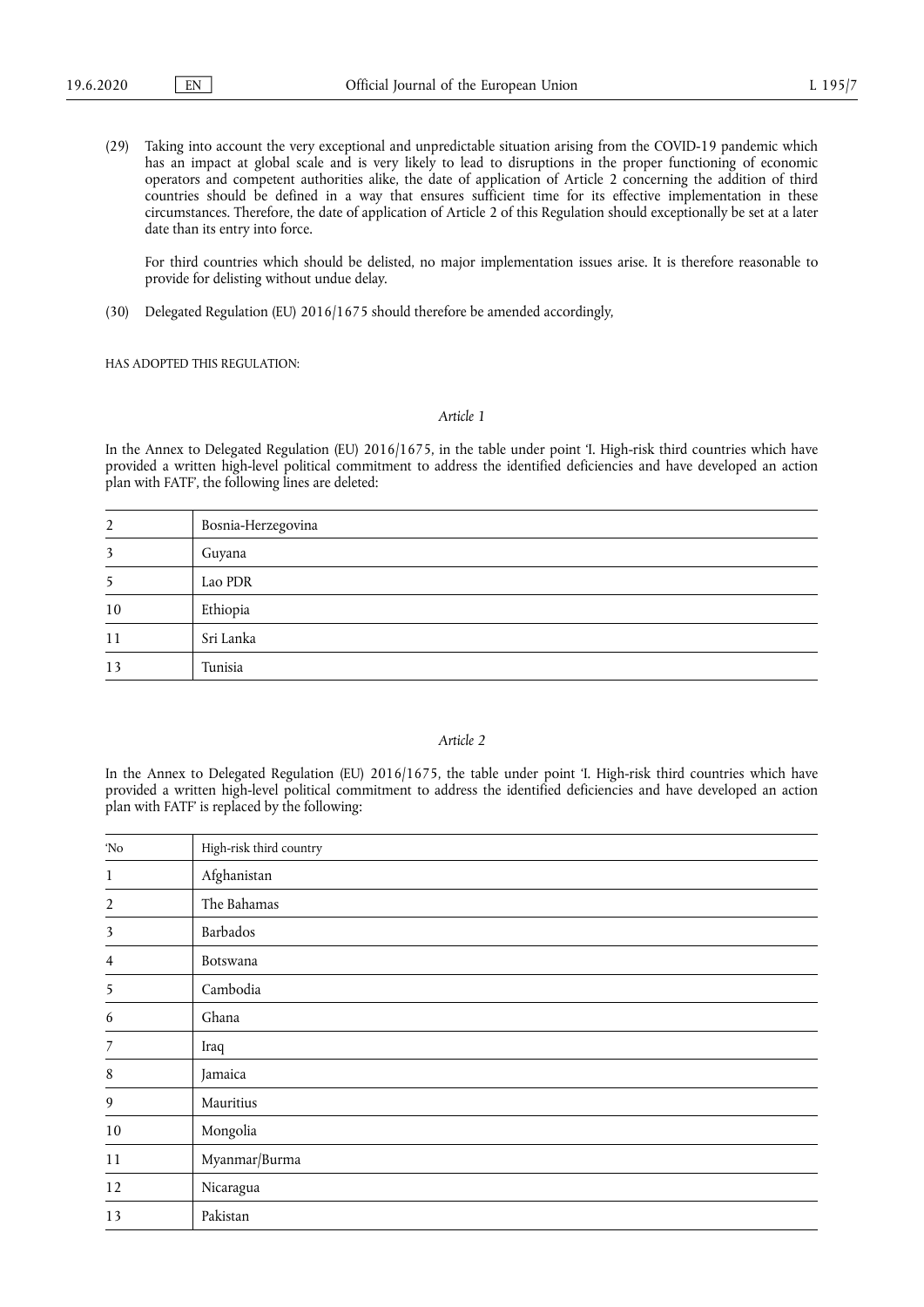(29) Taking into account the very exceptional and unpredictable situation arising from the COVID-19 pandemic which has an impact at global scale and is very likely to lead to disruptions in the proper functioning of economic operators and competent authorities alike, the date of application of Article 2 concerning the addition of third countries should be defined in a way that ensures sufficient time for its effective implementation in these circumstances. Therefore, the date of application of Article 2 of this Regulation should exceptionally be set at a later date than its entry into force.

For third countries which should be delisted, no major implementation issues arise. It is therefore reasonable to provide for delisting without undue delay.

(30) Delegated Regulation (EU) 2016/1675 should therefore be amended accordingly,

HAS ADOPTED THIS REGULATION:

*Article 1*

In the Annex to Delegated Regulation (EU) 2016/1675, in the table under point 'I. High-risk third countries which have provided a written high-level political commitment to address the identified deficiencies and have developed an action plan with FATF', the following lines are deleted:

| | |
|---|---|
| 2 | Bosnia-Herzegovina |
| 3 | Guyana |
| 5 | Lao PDR |
| 10 | Ethiopia |
| 11 | Sri Lanka |
| 13 | Tunisia |

*Article 2*

In the Annex to Delegated Regulation (EU) 2016/1675, the table under point 'I. High-risk third countries which have provided a written high-level political commitment to address the identified deficiencies and have developed an action plan with FATF' is replaced by the following:

| 'No | High-risk third country |
|---|---|
| 1 | Afghanistan |
| 2 | The Bahamas |
| 3 | Barbados |
| 4 | Botswana |
| 5 | Cambodia |
| 6 | Ghana |
| 7 | Iraq |
| 8 | Jamaica |
| 9 | Mauritius |
| 10 | Mongolia |
| 11 | Myanmar/Burma |
| 12 | Nicaragua |
| 13 | Pakistan |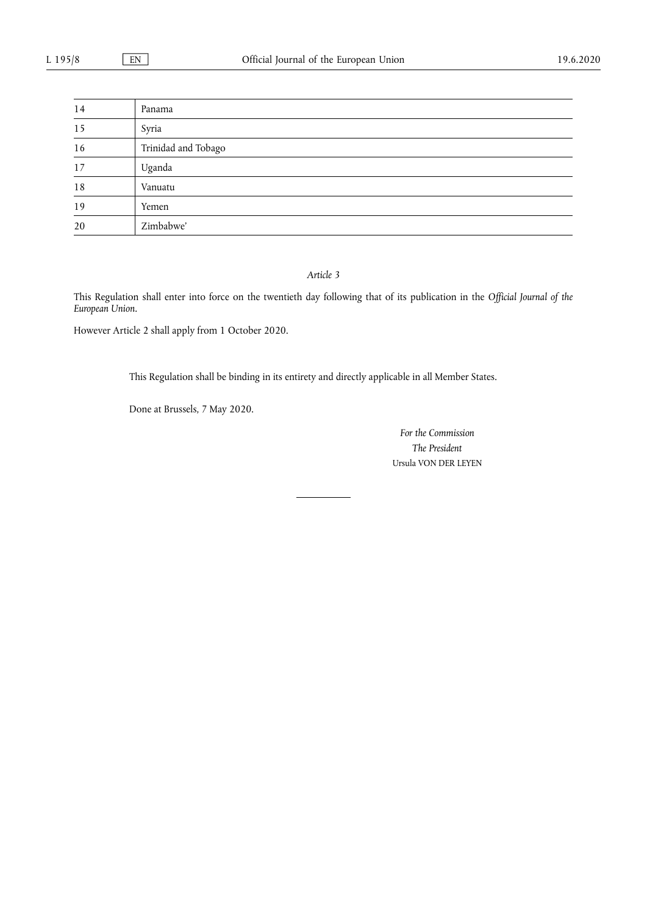| | |
|---|---|
| 14 | Panama |
| 15 | Syria |
| 16 | Trinidad and Tobago |
| 17 | Uganda |
| 18 | Vanuatu |
| 19 | Yemen |
| 20 | Zimbabwe' |

*Article 3*

This Regulation shall enter into force on the twentieth day following that of its publication in the *Official Journal of the European Union*.

However Article 2 shall apply from 1 October 2020.

This Regulation shall be binding in its entirety and directly applicable in all Member States.

Done at Brussels, 7 May 2020.

*For the Commission*

*The President*

Ursula VON DER LEYEN